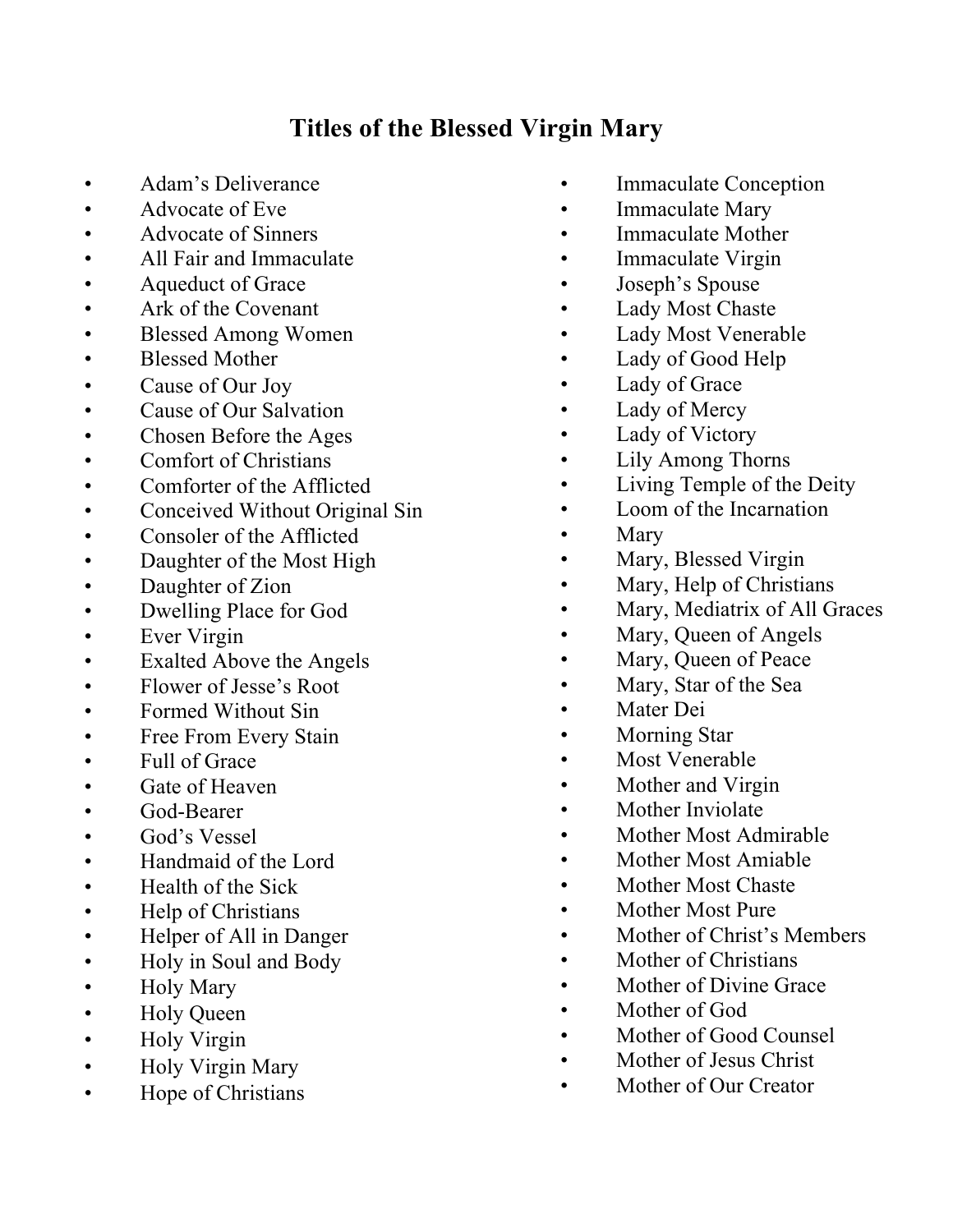# Titles of the Blessed Virgin Mary

- Adam's Deliverance
- Advocate of Eve
- Advocate of Sinners
- All Fair and Immaculate
- Aqueduct of Grace
- Ark of the Covenant
- Blessed Among Women
- Blessed Mother
- Cause of Our Joy
- Cause of Our Salvation
- Chosen Before the Ages
- Comfort of Christians
- Comforter of the Afflicted
- Conceived Without Original Sin
- Consoler of the Afflicted
- Daughter of the Most High
- Daughter of Zion
- Dwelling Place for God
- Ever Virgin
- Exalted Above the Angels
- Flower of Jesse's Root
- Formed Without Sin
- Free From Every Stain
- Full of Grace
- Gate of Heaven
- God-Bearer
- God's Vessel
- Handmaid of the Lord
- Health of the Sick
- Help of Christians
- Helper of All in Danger
- Holy in Soul and Body
- Holy Mary
- Holy Queen
- Holy Virgin
- Holy Virgin Mary
- Hope of Christians
- Immaculate Conception
- Immaculate Mary
- Immaculate Mother
- Immaculate Virgin
- Joseph's Spouse
- Lady Most Chaste
- Lady Most Venerable
- Lady of Good Help
- Lady of Grace
- Lady of Mercy
- Lady of Victory
- Lily Among Thorns
- Living Temple of the Deity
- Loom of the Incarnation
- Mary
- Mary, Blessed Virgin
- Mary, Help of Christians
- Mary, Mediatrix of All Graces
- Mary, Queen of Angels
- Mary, Queen of Peace
- Mary, Star of the Sea
- Mater Dei
- Morning Star
- Most Venerable
- Mother and Virgin
- Mother Inviolate
- Mother Most Admirable
- Mother Most Amiable
- Mother Most Chaste
- Mother Most Pure
- Mother of Christ's Members
- Mother of Christians
- Mother of Divine Grace
- Mother of God
- Mother of Good Counsel
- Mother of Jesus Christ
- Mother of Our Creator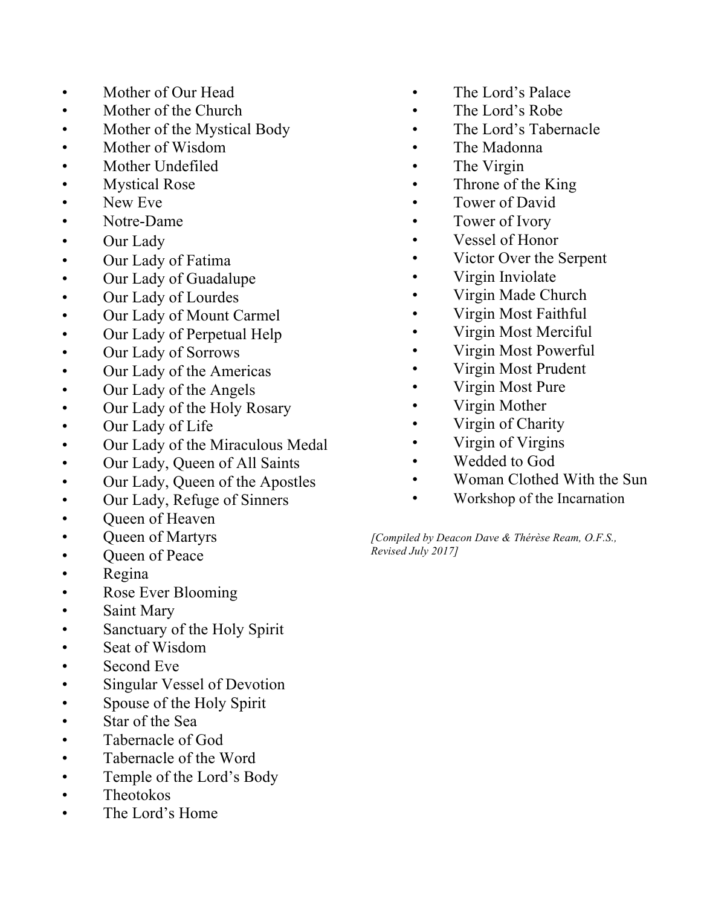- Mother of Our Head
- Mother of the Church
- Mother of the Mystical Body
- Mother of Wisdom
- Mother Undefiled
- Mystical Rose
- New Eve
- Notre-Dame
- Our Lady
- Our Lady of Fatima
- Our Lady of Guadalupe
- Our Lady of Lourdes
- Our Lady of Mount Carmel
- Our Lady of Perpetual Help
- Our Lady of Sorrows
- Our Lady of the Americas
- Our Lady of the Angels
- Our Lady of the Holy Rosary
- Our Lady of Life
- Our Lady of the Miraculous Medal
- Our Lady, Queen of All Saints
- Our Lady, Queen of the Apostles
- Our Lady, Refuge of Sinners
- Queen of Heaven
- Queen of Martyrs
- Queen of Peace
- Regina
- Rose Ever Blooming
- Saint Mary
- Sanctuary of the Holy Spirit
- Seat of Wisdom
- Second Eve
- Singular Vessel of Devotion
- Spouse of the Holy Spirit
- Star of the Sea
- Tabernacle of God
- Tabernacle of the Word
- Temple of the Lord's Body
- Theotokos
- The Lord's Home
- The Lord's Palace
- The Lord's Robe
- The Lord's Tabernacle
- The Madonna
- The Virgin
- Throne of the King
- Tower of David
- Tower of Ivory
- Vessel of Honor
- Victor Over the Serpent
- Virgin Inviolate
- Virgin Made Church
- Virgin Most Faithful
- Virgin Most Merciful
- Virgin Most Powerful
- Virgin Most Prudent
- Virgin Most Pure
- Virgin Mother
- Virgin of Charity
- Virgin of Virgins
- Wedded to God
- Woman Clothed With the Sun
- Workshop of the Incarnation

*[Compiled by Deacon Dave & Thérèse Ream, O.F.S., Revised July 2017]*